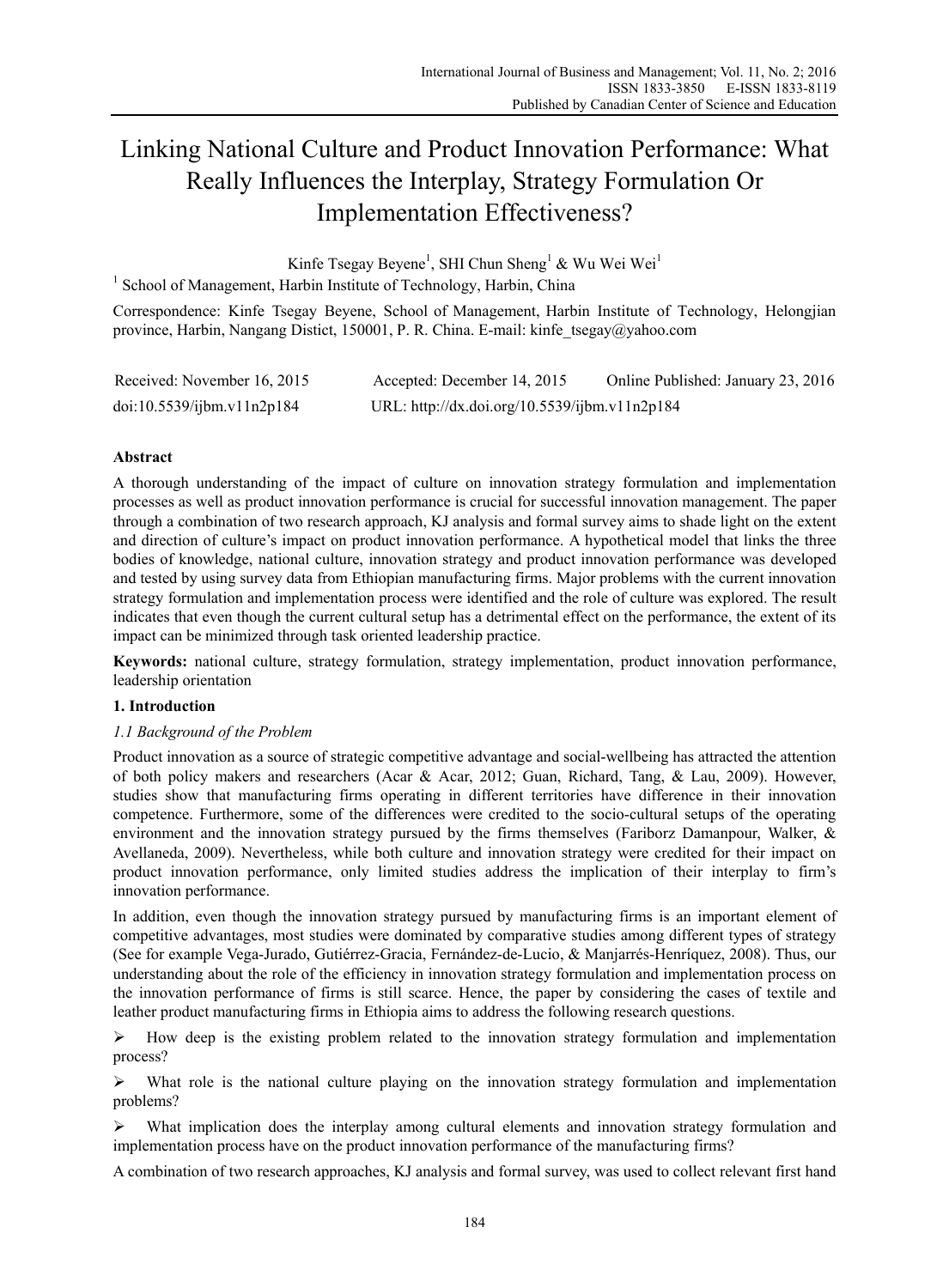# Linking National Culture and Product Innovation Performance: What Really Influences the Interplay, Strategy Formulation Or Implementation Effectiveness?

Kinfe Tsegay Beyene[1], SHI Chun Sheng[1] & Wu Wei Wei[1]

[1] School of Management, Harbin Institute of Technology, Harbin, China

Correspondence: Kinfe Tsegay Beyene, School of Management, Harbin Institute of Technology, Helongjian province, Harbin, Nangang Distict, 150001, P. R. China. E-mail: kinfe_tsegay@yahoo.com

Received: November 16, 2015 Accepted: December 14, 2015 Online Published: January 23, 2016

doi:10.5539/ijbm.v11n2p184 URL: http://dx.doi.org/10.5539/ijbm.v11n2p184

## Abstract

A thorough understanding of the impact of culture on innovation strategy formulation and implementation processes as well as product innovation performance is crucial for successful innovation management. The paper through a combination of two research approach, KJ analysis and formal survey aims to shade light on the extent and direction of culture's impact on product innovation performance. A hypothetical model that links the three bodies of knowledge, national culture, innovation strategy and product innovation performance was developed and tested by using survey data from Ethiopian manufacturing firms. Major problems with the current innovation strategy formulation and implementation process were identified and the role of culture was explored. The result indicates that even though the current cultural setup has a detrimental effect on the performance, the extent of its impact can be minimized through task oriented leadership practice.

**Keywords:** national culture, strategy formulation, strategy implementation, product innovation performance, leadership orientation

## 1. Introduction

### *1.1 Background of the Problem*

Product innovation as a source of strategic competitive advantage and social-wellbeing has attracted the attention of both policy makers and researchers (Acar & Acar, 2012; Guan, Richard, Tang, & Lau, 2009). However, studies show that manufacturing firms operating in different territories have difference in their innovation competence. Furthermore, some of the differences were credited to the socio-cultural setups of the operating environment and the innovation strategy pursued by the firms themselves (Fariborz Damanpour, Walker, & Avellaneda, 2009). Nevertheless, while both culture and innovation strategy were credited for their impact on product innovation performance, only limited studies address the implication of their interplay to firm's innovation performance.

In addition, even though the innovation strategy pursued by manufacturing firms is an important element of competitive advantages, most studies were dominated by comparative studies among different types of strategy (See for example Vega-Jurado, Gutiérrez-Gracia, Fernández-de-Lucio, & Manjarrés-Henríquez, 2008). Thus, our understanding about the role of the efficiency in innovation strategy formulation and implementation process on the innovation performance of firms is still scarce. Hence, the paper by considering the cases of textile and leather product manufacturing firms in Ethiopia aims to address the following research questions.

- How deep is the existing problem related to the innovation strategy formulation and implementation process?
- What role is the national culture playing on the innovation strategy formulation and implementation problems?
- What implication does the interplay among cultural elements and innovation strategy formulation and implementation process have on the product innovation performance of the manufacturing firms?

A combination of two research approaches, KJ analysis and formal survey, was used to collect relevant first hand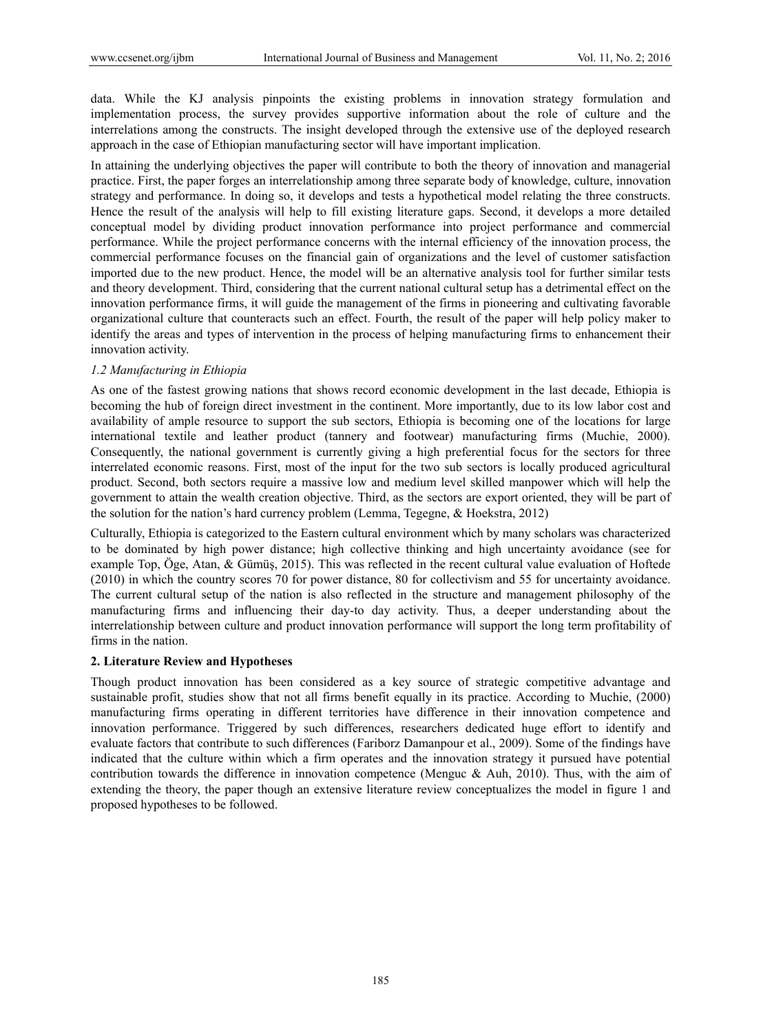data. While the KJ analysis pinpoints the existing problems in innovation strategy formulation and implementation process, the survey provides supportive information about the role of culture and the interrelations among the constructs. The insight developed through the extensive use of the deployed research approach in the case of Ethiopian manufacturing sector will have important implication.

In attaining the underlying objectives the paper will contribute to both the theory of innovation and managerial practice. First, the paper forges an interrelationship among three separate body of knowledge, culture, innovation strategy and performance. In doing so, it develops and tests a hypothetical model relating the three constructs. Hence the result of the analysis will help to fill existing literature gaps. Second, it develops a more detailed conceptual model by dividing product innovation performance into project performance and commercial performance. While the project performance concerns with the internal efficiency of the innovation process, the commercial performance focuses on the financial gain of organizations and the level of customer satisfaction imported due to the new product. Hence, the model will be an alternative analysis tool for further similar tests and theory development. Third, considering that the current national cultural setup has a detrimental effect on the innovation performance firms, it will guide the management of the firms in pioneering and cultivating favorable organizational culture that counteracts such an effect. Fourth, the result of the paper will help policy maker to identify the areas and types of intervention in the process of helping manufacturing firms to enhancement their innovation activity.

### *1.2 Manufacturing in Ethiopia*

As one of the fastest growing nations that shows record economic development in the last decade, Ethiopia is becoming the hub of foreign direct investment in the continent. More importantly, due to its low labor cost and availability of ample resource to support the sub sectors, Ethiopia is becoming one of the locations for large international textile and leather product (tannery and footwear) manufacturing firms (Muchie, 2000). Consequently, the national government is currently giving a high preferential focus for the sectors for three interrelated economic reasons. First, most of the input for the two sub sectors is locally produced agricultural product. Second, both sectors require a massive low and medium level skilled manpower which will help the government to attain the wealth creation objective. Third, as the sectors are export oriented, they will be part of the solution for the nation's hard currency problem (Lemma, Tegegne, & Hoekstra, 2012)

Culturally, Ethiopia is categorized to the Eastern cultural environment which by many scholars was characterized to be dominated by high power distance; high collective thinking and high uncertainty avoidance (see for example Top, Öge, Atan, & Gümüş, 2015). This was reflected in the recent cultural value evaluation of Hoftede (2010) in which the country scores 70 for power distance, 80 for collectivism and 55 for uncertainty avoidance. The current cultural setup of the nation is also reflected in the structure and management philosophy of the manufacturing firms and influencing their day-to day activity. Thus, a deeper understanding about the interrelationship between culture and product innovation performance will support the long term profitability of firms in the nation.

## **2. Literature Review and Hypotheses**

Though product innovation has been considered as a key source of strategic competitive advantage and sustainable profit, studies show that not all firms benefit equally in its practice. According to Muchie, (2000) manufacturing firms operating in different territories have difference in their innovation competence and innovation performance. Triggered by such differences, researchers dedicated huge effort to identify and evaluate factors that contribute to such differences (Fariborz Damanpour et al., 2009). Some of the findings have indicated that the culture within which a firm operates and the innovation strategy it pursued have potential contribution towards the difference in innovation competence (Menguc & Auh, 2010). Thus, with the aim of extending the theory, the paper though an extensive literature review conceptualizes the model in figure 1 and proposed hypotheses to be followed.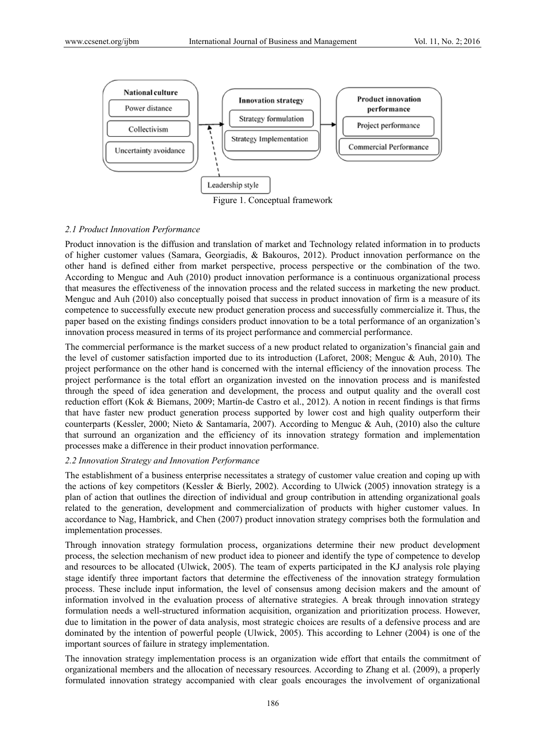Figure 1. Conceptual framework

### 2.1 Product Innovation Performance

Product innovation is the diffusion and translation of market and Technology related information in to products of higher customer values (Samara, Georgiadis, & Bakouros, 2012). Product innovation performance on the other hand is defined either from market perspective, process perspective or the combination of the two. According to Menguc and Auh (2010) product innovation performance is a continuous organizational process that measures the effectiveness of the innovation process and the related success in marketing the new product. Menguc and Auh (2010) also conceptually poised that success in product innovation of firm is a measure of its competence to successfully execute new product generation process and successfully commercialize it. Thus, the paper based on the existing findings considers product innovation to be a total performance of an organization's innovation process measured in terms of its project performance and commercial performance.

The commercial performance is the market success of a new product related to organization's financial gain and the level of customer satisfaction imported due to its introduction (Laforet, 2008; Menguc & Auh, 2010). The project performance on the other hand is concerned with the internal efficiency of the innovation process. The project performance is the total effort an organization invested on the innovation process and is manifested through the speed of idea generation and development, the process and output quality and the overall cost reduction effort (Kok & Biemans, 2009; Martín-de Castro et al., 2012). A notion in recent findings is that firms that have faster new product generation process supported by lower cost and high quality outperform their counterparts (Kessler, 2000; Nieto & Santamaría, 2007). According to Menguc & Auh, (2010) also the culture that surround an organization and the efficiency of its innovation strategy formation and implementation processes make a difference in their product innovation performance.

### 2.2 Innovation Strategy and Innovation Performance

The establishment of a business enterprise necessitates a strategy of customer value creation and coping up with the actions of key competitors (Kessler & Bierly, 2002). According to Ulwick (2005) innovation strategy is a plan of action that outlines the direction of individual and group contribution in attending organizational goals related to the generation, development and commercialization of products with higher customer values. In accordance to Nag, Hambrick, and Chen (2007) product innovation strategy comprises both the formulation and implementation processes.

Through innovation strategy formulation process, organizations determine their new product development process, the selection mechanism of new product idea to pioneer and identify the type of competence to develop and resources to be allocated (Ulwick, 2005). The team of experts participated in the KJ analysis role playing stage identify three important factors that determine the effectiveness of the innovation strategy formulation process. These include input information, the level of consensus among decision makers and the amount of information involved in the evaluation process of alternative strategies. A break through innovation strategy formulation needs a well-structured information acquisition, organization and prioritization process. However, due to limitation in the power of data analysis, most strategic choices are results of a defensive process and are dominated by the intention of powerful people (Ulwick, 2005). This according to Lehner (2004) is one of the important sources of failure in strategy implementation.

The innovation strategy implementation process is an organization wide effort that entails the commitment of organizational members and the allocation of necessary resources. According to Zhang et al. (2009), a properly formulated innovation strategy accompanied with clear goals encourages the involvement of organizational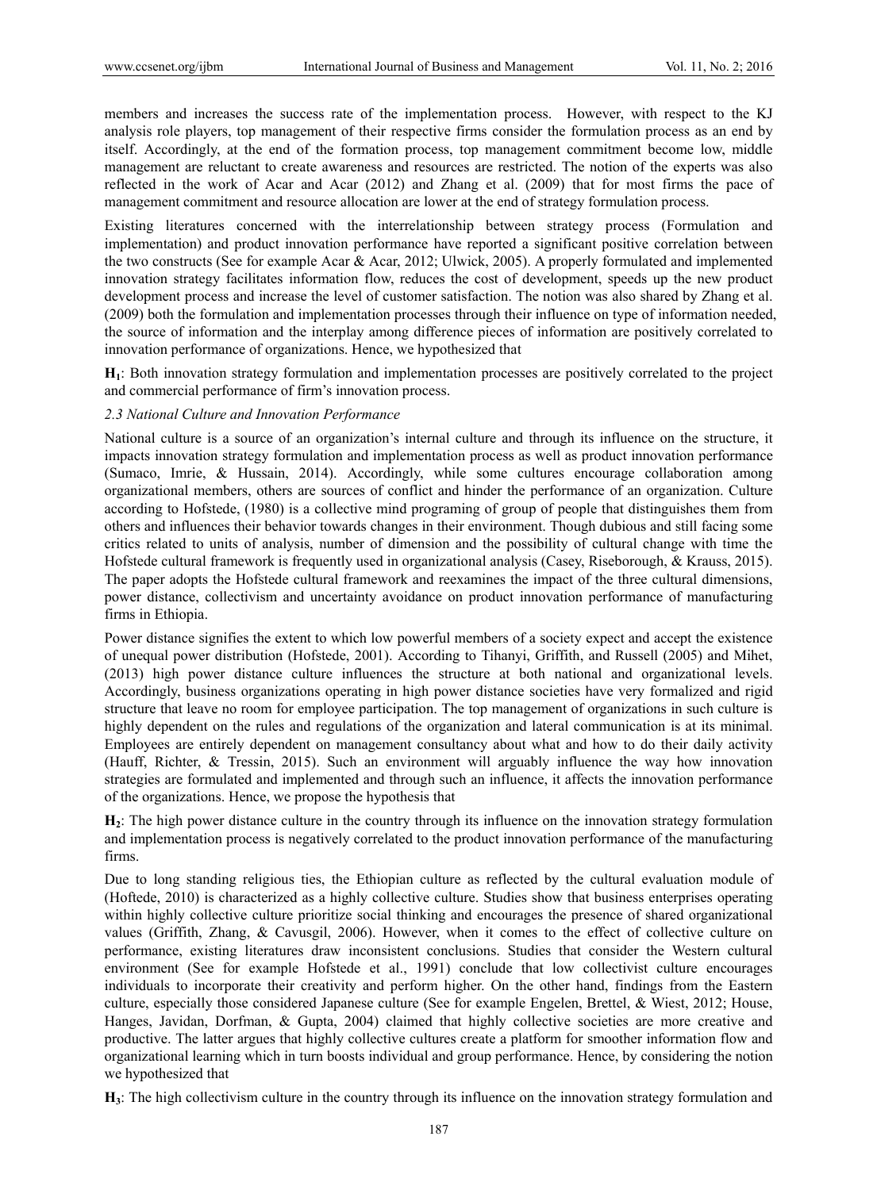members and increases the success rate of the implementation process. However, with respect to the KJ analysis role players, top management of their respective firms consider the formulation process as an end by itself. Accordingly, at the end of the formation process, top management commitment become low, middle management are reluctant to create awareness and resources are restricted. The notion of the experts was also reflected in the work of Acar and Acar (2012) and Zhang et al. (2009) that for most firms the pace of management commitment and resource allocation are lower at the end of strategy formulation process.

Existing literatures concerned with the interrelationship between strategy process (Formulation and implementation) and product innovation performance have reported a significant positive correlation between the two constructs (See for example Acar & Acar, 2012; Ulwick, 2005). A properly formulated and implemented innovation strategy facilitates information flow, reduces the cost of development, speeds up the new product development process and increase the level of customer satisfaction. The notion was also shared by Zhang et al. (2009) both the formulation and implementation processes through their influence on type of information needed, the source of information and the interplay among difference pieces of information are positively correlated to innovation performance of organizations. Hence, we hypothesized that

**H$_1$**: Both innovation strategy formulation and implementation processes are positively correlated to the project and commercial performance of firm's innovation process.

### *2.3 National Culture and Innovation Performance*

National culture is a source of an organization's internal culture and through its influence on the structure, it impacts innovation strategy formulation and implementation process as well as product innovation performance (Sumaco, Imrie, & Hussain, 2014). Accordingly, while some cultures encourage collaboration among organizational members, others are sources of conflict and hinder the performance of an organization. Culture according to Hofstede, (1980) is a collective mind programing of group of people that distinguishes them from others and influences their behavior towards changes in their environment. Though dubious and still facing some critics related to units of analysis, number of dimension and the possibility of cultural change with time the Hofstede cultural framework is frequently used in organizational analysis (Casey, Riseborough, & Krauss, 2015). The paper adopts the Hofstede cultural framework and reexamines the impact of the three cultural dimensions, power distance, collectivism and uncertainty avoidance on product innovation performance of manufacturing firms in Ethiopia.

Power distance signifies the extent to which low powerful members of a society expect and accept the existence of unequal power distribution (Hofstede, 2001). According to Tihanyi, Griffith, and Russell (2005) and Mihet, (2013) high power distance culture influences the structure at both national and organizational levels. Accordingly, business organizations operating in high power distance societies have very formalized and rigid structure that leave no room for employee participation. The top management of organizations in such culture is highly dependent on the rules and regulations of the organization and lateral communication is at its minimal. Employees are entirely dependent on management consultancy about what and how to do their daily activity (Hauff, Richter, & Tressin, 2015). Such an environment will arguably influence the way how innovation strategies are formulated and implemented and through such an influence, it affects the innovation performance of the organizations. Hence, we propose the hypothesis that

**H$_2$**: The high power distance culture in the country through its influence on the innovation strategy formulation and implementation process is negatively correlated to the product innovation performance of the manufacturing firms.

Due to long standing religious ties, the Ethiopian culture as reflected by the cultural evaluation module of (Hoftede, 2010) is characterized as a highly collective culture. Studies show that business enterprises operating within highly collective culture prioritize social thinking and encourages the presence of shared organizational values (Griffith, Zhang, & Cavusgil, 2006). However, when it comes to the effect of collective culture on performance, existing literatures draw inconsistent conclusions. Studies that consider the Western cultural environment (See for example Hofstede et al., 1991) conclude that low collectivist culture encourages individuals to incorporate their creativity and perform higher. On the other hand, findings from the Eastern culture, especially those considered Japanese culture (See for example Engelen, Brettel, & Wiest, 2012; House, Hanges, Javidan, Dorfman, & Gupta, 2004) claimed that highly collective societies are more creative and productive. The latter argues that highly collective cultures create a platform for smoother information flow and organizational learning which in turn boosts individual and group performance. Hence, by considering the notion we hypothesized that

**H$_3$**: The high collectivism culture in the country through its influence on the innovation strategy formulation and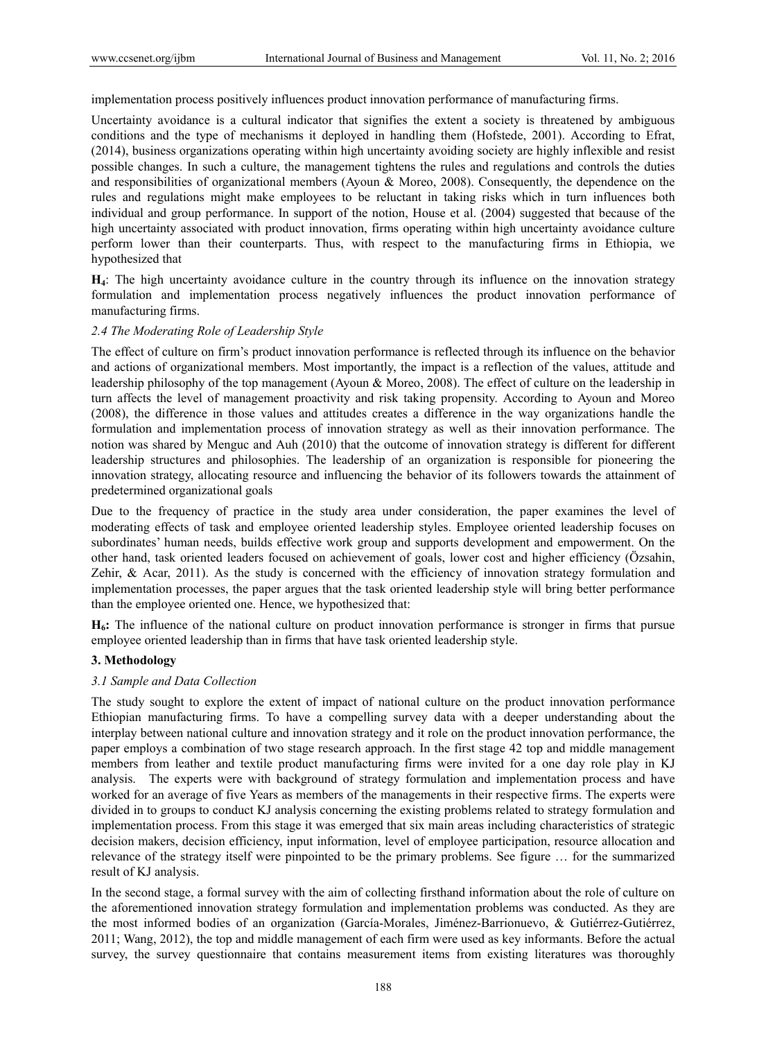implementation process positively influences product innovation performance of manufacturing firms.

Uncertainty avoidance is a cultural indicator that signifies the extent a society is threatened by ambiguous conditions and the type of mechanisms it deployed in handling them (Hofstede, 2001). According to Efrat, (2014), business organizations operating within high uncertainty avoiding society are highly inflexible and resist possible changes. In such a culture, the management tightens the rules and regulations and controls the duties and responsibilities of organizational members (Ayoun & Moreo, 2008). Consequently, the dependence on the rules and regulations might make employees to be reluctant in taking risks which in turn influences both individual and group performance. In support of the notion, House et al. (2004) suggested that because of the high uncertainty associated with product innovation, firms operating within high uncertainty avoidance culture perform lower than their counterparts. Thus, with respect to the manufacturing firms in Ethiopia, we hypothesized that

**$H_4$**: The high uncertainty avoidance culture in the country through its influence on the innovation strategy formulation and implementation process negatively influences the product innovation performance of manufacturing firms.

### *2.4 The Moderating Role of Leadership Style*

The effect of culture on firm's product innovation performance is reflected through its influence on the behavior and actions of organizational members. Most importantly, the impact is a reflection of the values, attitude and leadership philosophy of the top management (Ayoun & Moreo, 2008). The effect of culture on the leadership in turn affects the level of management proactivity and risk taking propensity. According to Ayoun and Moreo (2008), the difference in those values and attitudes creates a difference in the way organizations handle the formulation and implementation process of innovation strategy as well as their innovation performance. The notion was shared by Menguc and Auh (2010) that the outcome of innovation strategy is different for different leadership structures and philosophies. The leadership of an organization is responsible for pioneering the innovation strategy, allocating resource and influencing the behavior of its followers towards the attainment of predetermined organizational goals

Due to the frequency of practice in the study area under consideration, the paper examines the level of moderating effects of task and employee oriented leadership styles. Employee oriented leadership focuses on subordinates' human needs, builds effective work group and supports development and empowerment. On the other hand, task oriented leaders focused on achievement of goals, lower cost and higher efficiency (Özsahin, Zehir, & Acar, 2011). As the study is concerned with the efficiency of innovation strategy formulation and implementation processes, the paper argues that the task oriented leadership style will bring better performance than the employee oriented one. Hence, we hypothesized that:

**$H_6$:** The influence of the national culture on product innovation performance is stronger in firms that pursue employee oriented leadership than in firms that have task oriented leadership style.

## 3. Methodology

### *3.1 Sample and Data Collection*

The study sought to explore the extent of impact of national culture on the product innovation performance Ethiopian manufacturing firms. To have a compelling survey data with a deeper understanding about the interplay between national culture and innovation strategy and it role on the product innovation performance, the paper employs a combination of two stage research approach. In the first stage 42 top and middle management members from leather and textile product manufacturing firms were invited for a one day role play in KJ analysis. The experts were with background of strategy formulation and implementation process and have worked for an average of five Years as members of the managements in their respective firms. The experts were divided in to groups to conduct KJ analysis concerning the existing problems related to strategy formulation and implementation process. From this stage it was emerged that six main areas including characteristics of strategic decision makers, decision efficiency, input information, level of employee participation, resource allocation and relevance of the strategy itself were pinpointed to be the primary problems. See figure … for the summarized result of KJ analysis.

In the second stage, a formal survey with the aim of collecting firsthand information about the role of culture on the aforementioned innovation strategy formulation and implementation problems was conducted. As they are the most informed bodies of an organization (García-Morales, Jiménez-Barrionuevo, & Gutiérrez-Gutiérrez, 2011; Wang, 2012), the top and middle management of each firm were used as key informants. Before the actual survey, the survey questionnaire that contains measurement items from existing literatures was thoroughly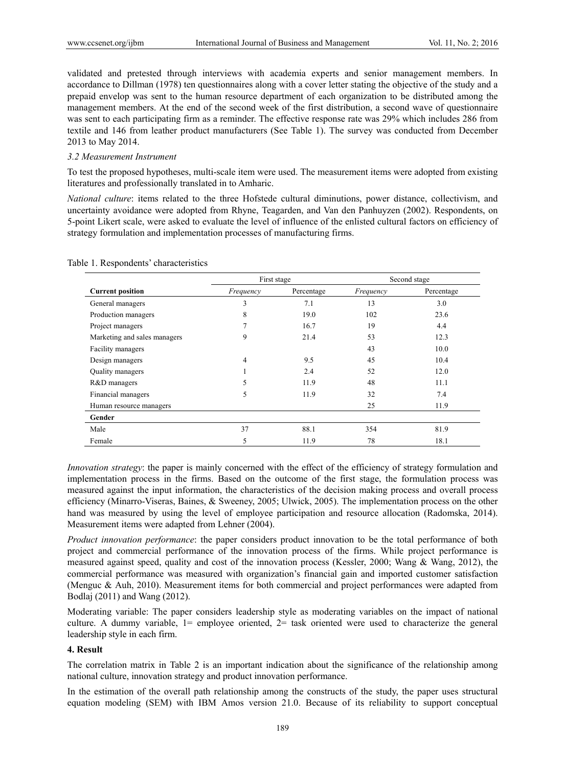validated and pretested through interviews with academia experts and senior management members. In accordance to Dillman (1978) ten questionnaires along with a cover letter stating the objective of the study and a prepaid envelop was sent to the human resource department of each organization to be distributed among the management members. At the end of the second week of the first distribution, a second wave of questionnaire was sent to each participating firm as a reminder. The effective response rate was 29% which includes 286 from textile and 146 from leather product manufacturers (See Table 1). The survey was conducted from December 2013 to May 2014.

*3.2 Measurement Instrument*

To test the proposed hypotheses, multi-scale item were used. The measurement items were adopted from existing literatures and professionally translated in to Amharic.

*National culture*: items related to the three Hofstede cultural diminutions, power distance, collectivism, and uncertainty avoidance were adopted from Rhyne, Teagarden, and Van den Panhuyzen (2002). Respondents, on 5-point Likert scale, were asked to evaluate the level of influence of the enlisted cultural factors on efficiency of strategy formulation and implementation processes of manufacturing firms.

Table 1. Respondents' characteristics

| | First stage | | Second stage | |
|---|---|---|---|---|
| **Current position** | *Frequency* | Percentage | *Frequency* | Percentage |
| General managers | 3 | 7.1 | 13 | 3.0 |
| Production managers | 8 | 19.0 | 102 | 23.6 |
| Project managers | 7 | 16.7 | 19 | 4.4 |
| Marketing and sales managers | 9 | 21.4 | 53 | 12.3 |
| Facility managers | | | 43 | 10.0 |
| Design managers | 4 | 9.5 | 45 | 10.4 |
| Quality managers | 1 | 2.4 | 52 | 12.0 |
| R&D managers | 5 | 11.9 | 48 | 11.1 |
| Financial managers | 5 | 11.9 | 32 | 7.4 |
| Human resource managers | | | 25 | 11.9 |
| **Gender** | | | | |
| Male | 37 | 88.1 | 354 | 81.9 |
| Female | 5 | 11.9 | 78 | 18.1 |

*Innovation strategy*: the paper is mainly concerned with the effect of the efficiency of strategy formulation and implementation process in the firms. Based on the outcome of the first stage, the formulation process was measured against the input information, the characteristics of the decision making process and overall process efficiency (Minarro-Viseras, Baines, & Sweeney, 2005; Ulwick, 2005). The implementation process on the other hand was measured by using the level of employee participation and resource allocation (Radomska, 2014). Measurement items were adapted from Lehner (2004).

*Product innovation performance*: the paper considers product innovation to be the total performance of both project and commercial performance of the innovation process of the firms. While project performance is measured against speed, quality and cost of the innovation process (Kessler, 2000; Wang & Wang, 2012), the commercial performance was measured with organization's financial gain and imported customer satisfaction (Menguc & Auh, 2010). Measurement items for both commercial and project performances were adapted from Bodlaj (2011) and Wang (2012).

Moderating variable: The paper considers leadership style as moderating variables on the impact of national culture. A dummy variable, 1= employee oriented, 2= task oriented were used to characterize the general leadership style in each firm.

## 4. Result

The correlation matrix in Table 2 is an important indication about the significance of the relationship among national culture, innovation strategy and product innovation performance.

In the estimation of the overall path relationship among the constructs of the study, the paper uses structural equation modeling (SEM) with IBM Amos version 21.0. Because of its reliability to support conceptual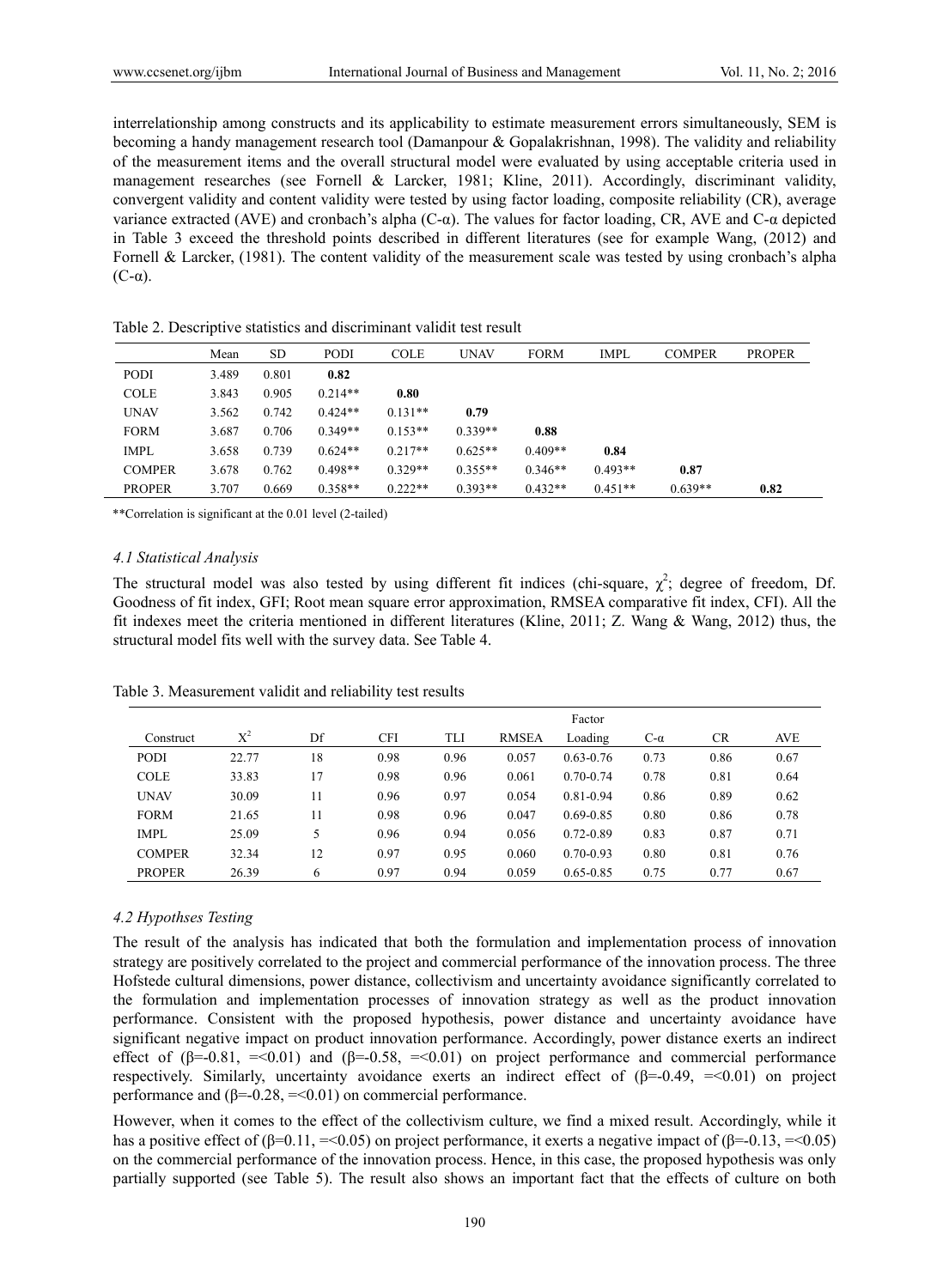interrelationship among constructs and its applicability to estimate measurement errors simultaneously, SEM is becoming a handy management research tool (Damanpour & Gopalakrishnan, 1998). The validity and reliability of the measurement items and the overall structural model were evaluated by using acceptable criteria used in management researches (see Fornell & Larcker, 1981; Kline, 2011). Accordingly, discriminant validity, convergent validity and content validity were tested by using factor loading, composite reliability (CR), average variance extracted (AVE) and cronbach's alpha (C-α). The values for factor loading, CR, AVE and C-α depicted in Table 3 exceed the threshold points described in different literatures (see for example Wang, (2012) and Fornell & Larcker, (1981). The content validity of the measurement scale was tested by using cronbach's alpha (C-α).

Table 2. Descriptive statistics and discriminant validit test result

| | Mean | SD | PODI | COLE | UNAV | FORM | IMPL | COMPER | PROPER |
|---|---|---|---|---|---|---|---|---|---|
| PODI | 3.489 | 0.801 | **0.82** | | | | | | |
| COLE | 3.843 | 0.905 | 0.214** | **0.80** | | | | | |
| UNAV | 3.562 | 0.742 | 0.424** | 0.131** | **0.79** | | | | |
| FORM | 3.687 | 0.706 | 0.349** | 0.153** | 0.339** | **0.88** | | | |
| IMPL | 3.658 | 0.739 | 0.624** | 0.217** | 0.625** | 0.409** | **0.84** | | |
| COMPER | 3.678 | 0.762 | 0.498** | 0.329** | 0.355** | 0.346** | 0.493** | **0.87** | |
| PROPER | 3.707 | 0.669 | 0.358** | 0.222** | 0.393** | 0.432** | 0.451** | 0.639** | **0.82** |

**Correlation is significant at the 0.01 level (2-tailed)

### 4.1 Statistical Analysis

The structural model was also tested by using different fit indices (chi-square, $\chi^2$; degree of freedom, Df. Goodness of fit index, GFI; Root mean square error approximation, RMSEA comparative fit index, CFI). All the fit indexes meet the criteria mentioned in different literatures (Kline, 2011; Z. Wang & Wang, 2012) thus, the structural model fits well with the survey data. See Table 4.

Table 3. Measurement validit and reliability test results

| Construct | $X^2$ | Df | CFI | TLI | RMSEA | Factor Loading | C-α | CR | AVE |
|---|---|---|---|---|---|---|---|---|---|
| PODI | 22.77 | 18 | 0.98 | 0.96 | 0.057 | 0.63-0.76 | 0.73 | 0.86 | 0.67 |
| COLE | 33.83 | 17 | 0.98 | 0.96 | 0.061 | 0.70-0.74 | 0.78 | 0.81 | 0.64 |
| UNAV | 30.09 | 11 | 0.96 | 0.97 | 0.054 | 0.81-0.94 | 0.86 | 0.89 | 0.62 |
| FORM | 21.65 | 11 | 0.98 | 0.96 | 0.047 | 0.69-0.85 | 0.80 | 0.86 | 0.78 |
| IMPL | 25.09 | 5 | 0.96 | 0.94 | 0.056 | 0.72-0.89 | 0.83 | 0.87 | 0.71 |
| COMPER | 32.34 | 12 | 0.97 | 0.95 | 0.060 | 0.70-0.93 | 0.80 | 0.81 | 0.76 |
| PROPER | 26.39 | 6 | 0.97 | 0.94 | 0.059 | 0.65-0.85 | 0.75 | 0.77 | 0.67 |

### 4.2 Hypothses Testing

The result of the analysis has indicated that both the formulation and implementation process of innovation strategy are positively correlated to the project and commercial performance of the innovation process. The three Hofstede cultural dimensions, power distance, collectivism and uncertainty avoidance significantly correlated to the formulation and implementation processes of innovation strategy as well as the product innovation performance. Consistent with the proposed hypothesis, power distance and uncertainty avoidance have significant negative impact on product innovation performance. Accordingly, power distance exerts an indirect effect of ($\beta$=-0.81, =<0.01) and ($\beta$=-0.58, =<0.01) on project performance and commercial performance respectively. Similarly, uncertainty avoidance exerts an indirect effect of ($\beta$=-0.49, =<0.01) on project performance and ($\beta$=-0.28, =<0.01) on commercial performance.

However, when it comes to the effect of the collectivism culture, we find a mixed result. Accordingly, while it has a positive effect of ($\beta$=0.11, =<0.05) on project performance, it exerts a negative impact of ($\beta$=-0.13, =<0.05) on the commercial performance of the innovation process. Hence, in this case, the proposed hypothesis was only partially supported (see Table 5). The result also shows an important fact that the effects of culture on both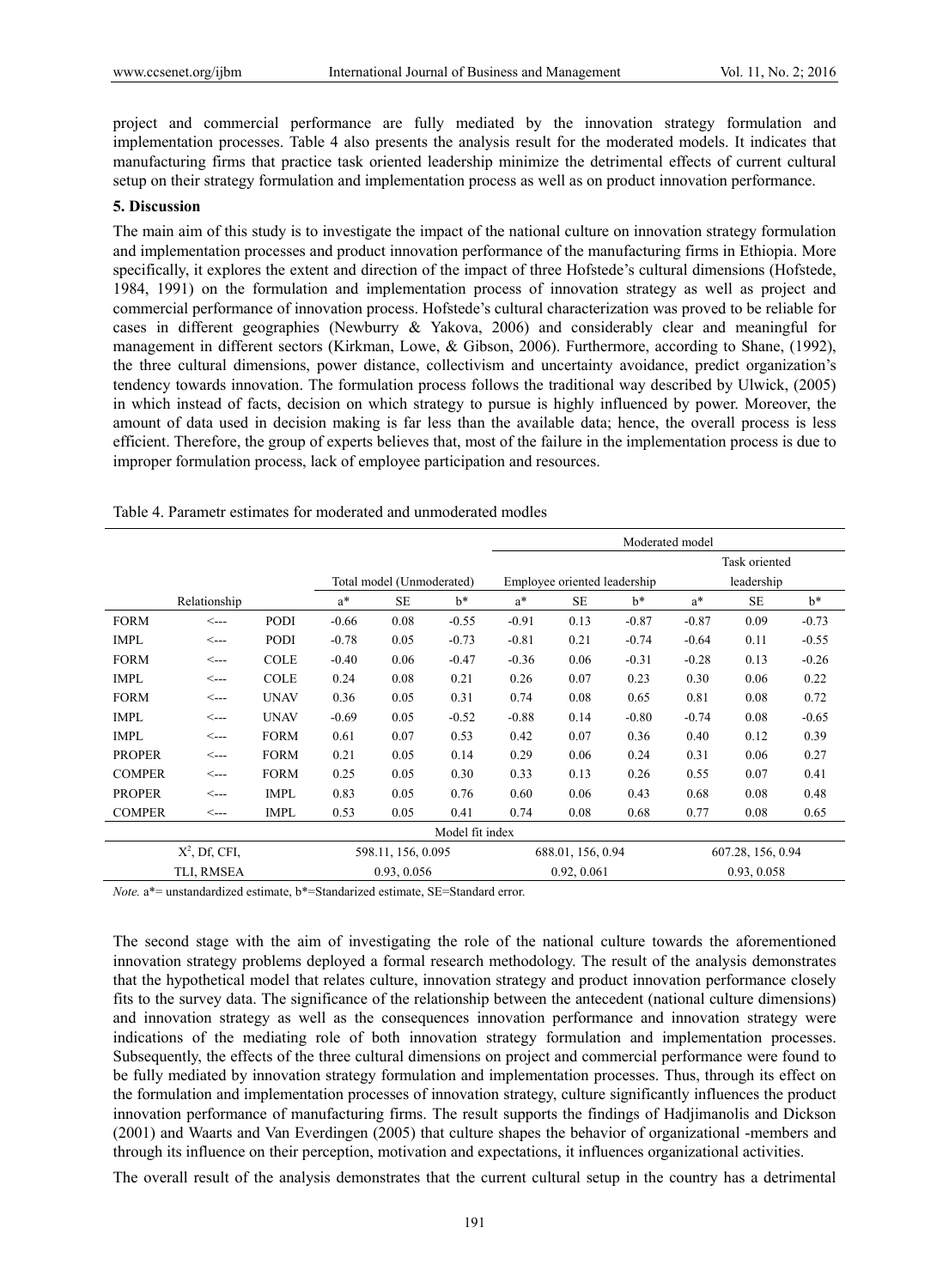project and commercial performance are fully mediated by the innovation strategy formulation and implementation processes. Table 4 also presents the analysis result for the moderated models. It indicates that manufacturing firms that practice task oriented leadership minimize the detrimental effects of current cultural setup on their strategy formulation and implementation process as well as on product innovation performance.

## 5. Discussion

The main aim of this study is to investigate the impact of the national culture on innovation strategy formulation and implementation processes and product innovation performance of the manufacturing firms in Ethiopia. More specifically, it explores the extent and direction of the impact of three Hofstede's cultural dimensions (Hofstede, 1984, 1991) on the formulation and implementation process of innovation strategy as well as project and commercial performance of innovation process. Hofstede's cultural characterization was proved to be reliable for cases in different geographies (Newburry & Yakova, 2006) and considerably clear and meaningful for management in different sectors (Kirkman, Lowe, & Gibson, 2006). Furthermore, according to Shane, (1992), the three cultural dimensions, power distance, collectivism and uncertainty avoidance, predict organization's tendency towards innovation. The formulation process follows the traditional way described by Ulwick, (2005) in which instead of facts, decision on which strategy to pursue is highly influenced by power. Moreover, the amount of data used in decision making is far less than the available data; hence, the overall process is less efficient. Therefore, the group of experts believes that, most of the failure in the implementation process is due to improper formulation process, lack of employee participation and resources.

Table 4. Parametr estimates for moderated and unmoderated modles

| Relationship | | | Total model (Unmoderated) | | | Moderated model | | | | | |
|---|---|---|---|---|---|---|---|---|---|---|---|
| | | | | | | Employee oriented leadership | | | Task oriented leadership | | |
| | | | a* | SE | b* | a* | SE | b* | a* | SE | b* |
| FORM | <--- | PODI | -0.66 | 0.08 | -0.55 | -0.91 | 0.13 | -0.87 | -0.87 | 0.09 | -0.73 |
| IMPL | <--- | PODI | -0.78 | 0.05 | -0.73 | -0.81 | 0.21 | -0.74 | -0.64 | 0.11 | -0.55 |
| FORM | <--- | COLE | -0.40 | 0.06 | -0.47 | -0.36 | 0.06 | -0.31 | -0.28 | 0.13 | -0.26 |
| IMPL | <--- | COLE | 0.24 | 0.08 | 0.21 | 0.26 | 0.07 | 0.23 | 0.30 | 0.06 | 0.22 |
| FORM | <--- | UNAV | 0.36 | 0.05 | 0.31 | 0.74 | 0.08 | 0.65 | 0.81 | 0.08 | 0.72 |
| IMPL | <--- | UNAV | -0.69 | 0.05 | -0.52 | -0.88 | 0.14 | -0.80 | -0.74 | 0.08 | -0.65 |
| IMPL | <--- | FORM | 0.61 | 0.07 | 0.53 | 0.42 | 0.07 | 0.36 | 0.40 | 0.12 | 0.39 |
| PROPER | <--- | FORM | 0.21 | 0.05 | 0.14 | 0.29 | 0.06 | 0.24 | 0.31 | 0.06 | 0.27 |
| COMPER | <--- | FORM | 0.25 | 0.05 | 0.30 | 0.33 | 0.13 | 0.26 | 0.55 | 0.07 | 0.41 |
| PROPER | <--- | IMPL | 0.83 | 0.05 | 0.76 | 0.60 | 0.06 | 0.43 | 0.68 | 0.08 | 0.48 |
| COMPER | <--- | IMPL | 0.53 | 0.05 | 0.41 | 0.74 | 0.08 | 0.68 | 0.77 | 0.08 | 0.65 |
| Model fit index | | | | | | | | | | | |
| $X^2$, Df, CFI, | | | 598.11, 156, 0.095 | | | 688.01, 156, 0.94 | | | 607.28, 156, 0.94 | | |
| TLI, RMSEA | | | 0.93, 0.056 | | | 0.92, 0.061 | | | 0.93, 0.058 | | |

*Note.* a*= unstandardized estimate, b*=Standarized estimate, SE=Standard error.

The second stage with the aim of investigating the role of the national culture towards the aforementioned innovation strategy problems deployed a formal research methodology. The result of the analysis demonstrates that the hypothetical model that relates culture, innovation strategy and product innovation performance closely fits to the survey data. The significance of the relationship between the antecedent (national culture dimensions) and innovation strategy as well as the consequences innovation performance and innovation strategy were indications of the mediating role of both innovation strategy formulation and implementation processes. Subsequently, the effects of the three cultural dimensions on project and commercial performance were found to be fully mediated by innovation strategy formulation and implementation processes. Thus, through its effect on the formulation and implementation processes of innovation strategy, culture significantly influences the product innovation performance of manufacturing firms. The result supports the findings of Hadjimanolis and Dickson (2001) and Waarts and Van Everdingen (2005) that culture shapes the behavior of organizational -members and through its influence on their perception, motivation and expectations, it influences organizational activities.

The overall result of the analysis demonstrates that the current cultural setup in the country has a detrimental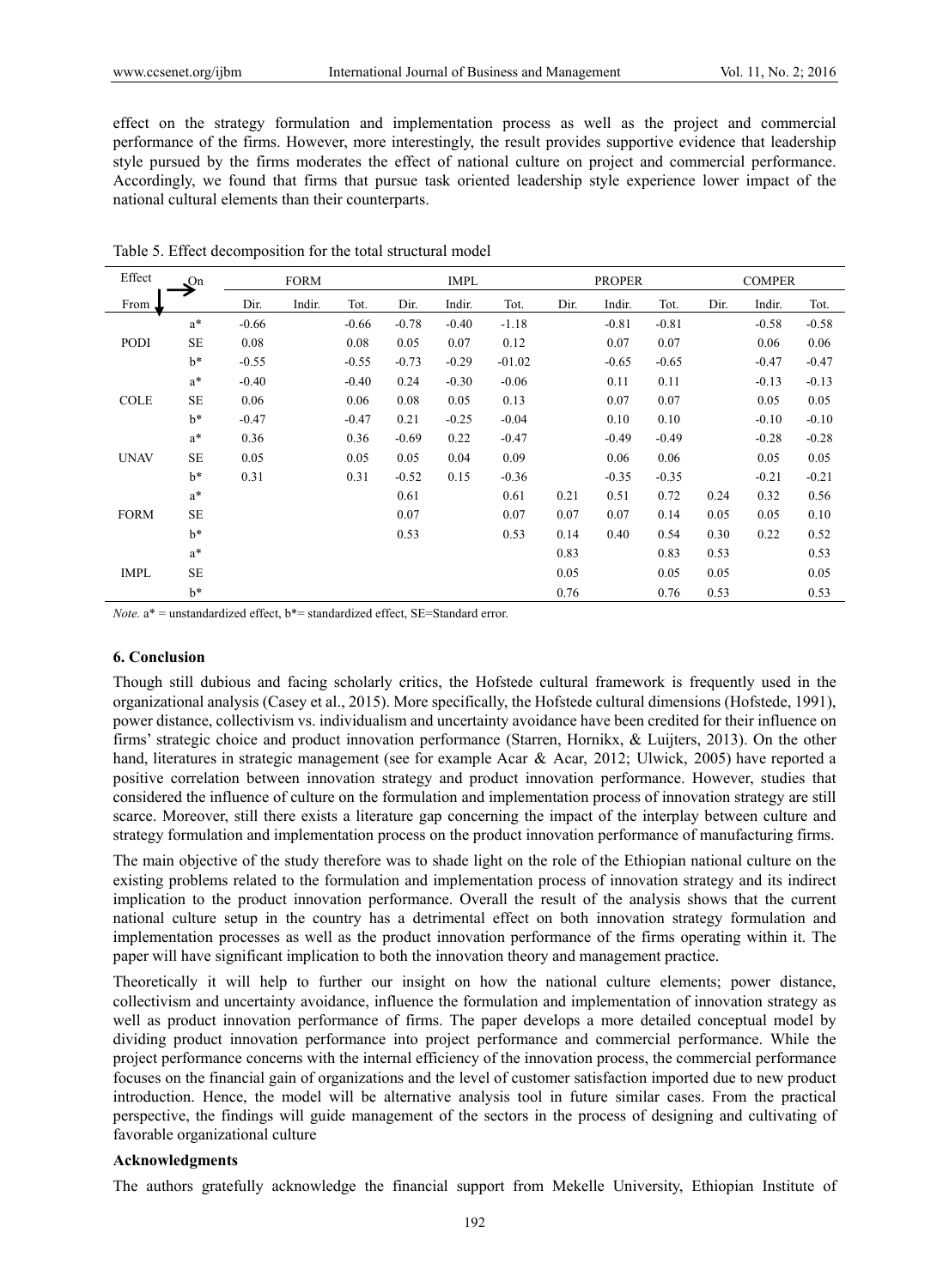effect on the strategy formulation and implementation process as well as the project and commercial performance of the firms. However, more interestingly, the result provides supportive evidence that leadership style pursued by the firms moderates the effect of national culture on project and commercial performance. Accordingly, we found that firms that pursue task oriented leadership style experience lower impact of the national cultural elements than their counterparts.

Table 5. Effect decomposition for the total structural model

| Effect On → From ↓ | | FORM | | | IMPL | | | PROPER | | | COMPER | | |
|---|---|---|---|---|---|---|---|---|---|---|---|---|---|
| | | Dir. | Indir. | Tot. | Dir. | Indir. | Tot. | Dir. | Indir. | Tot. | Dir. | Indir. | Tot. |
| PODI | a* | -0.66 | | -0.66 | -0.78 | -0.40 | -1.18 | | -0.81 | -0.81 | | -0.58 | -0.58 |
| | SE | 0.08 | | 0.08 | 0.05 | 0.07 | 0.12 | | 0.07 | 0.07 | | 0.06 | 0.06 |
| | b* | -0.55 | | -0.55 | -0.73 | -0.29 | -01.02 | | -0.65 | -0.65 | | -0.47 | -0.47 |
| COLE | a* | -0.40 | | -0.40 | 0.24 | -0.30 | -0.06 | | 0.11 | 0.11 | | -0.13 | -0.13 |
| | SE | 0.06 | | 0.06 | 0.08 | 0.05 | 0.13 | | 0.07 | 0.07 | | 0.05 | 0.05 |
| | b* | -0.47 | | -0.47 | 0.21 | -0.25 | -0.04 | | 0.10 | 0.10 | | -0.10 | -0.10 |
| UNAV | a* | 0.36 | | 0.36 | -0.69 | 0.22 | -0.47 | | -0.49 | -0.49 | | -0.28 | -0.28 |
| | SE | 0.05 | | 0.05 | 0.05 | 0.04 | 0.09 | | 0.06 | 0.06 | | 0.05 | 0.05 |
| | b* | 0.31 | | 0.31 | -0.52 | 0.15 | -0.36 | | -0.35 | -0.35 | | -0.21 | -0.21 |
| FORM | a* | | | | 0.61 | | 0.61 | 0.21 | 0.51 | 0.72 | 0.24 | 0.32 | 0.56 |
| | SE | | | | 0.07 | | 0.07 | 0.07 | 0.07 | 0.14 | 0.05 | 0.05 | 0.10 |
| | b* | | | | 0.53 | | 0.53 | 0.14 | 0.40 | 0.54 | 0.30 | 0.22 | 0.52 |
| IMPL | a* | | | | | | | 0.83 | | 0.83 | 0.53 | | 0.53 |
| | SE | | | | | | | 0.05 | | 0.05 | 0.05 | | 0.05 |
| | b* | | | | | | | 0.76 | | 0.76 | 0.53 | | 0.53 |

*Note.* a* = unstandardized effect, b*= standardized effect, SE=Standard error.

### 6. Conclusion

Though still dubious and facing scholarly critics, the Hofstede cultural framework is frequently used in the organizational analysis (Casey et al., 2015). More specifically, the Hofstede cultural dimensions (Hofstede, 1991), power distance, collectivism vs. individualism and uncertainty avoidance have been credited for their influence on firms' strategic choice and product innovation performance (Starren, Hornikx, & Luijters, 2013). On the other hand, literatures in strategic management (see for example Acar & Acar, 2012; Ulwick, 2005) have reported a positive correlation between innovation strategy and product innovation performance. However, studies that considered the influence of culture on the formulation and implementation process of innovation strategy are still scarce. Moreover, still there exists a literature gap concerning the impact of the interplay between culture and strategy formulation and implementation process on the product innovation performance of manufacturing firms.

The main objective of the study therefore was to shade light on the role of the Ethiopian national culture on the existing problems related to the formulation and implementation process of innovation strategy and its indirect implication to the product innovation performance. Overall the result of the analysis shows that the current national culture setup in the country has a detrimental effect on both innovation strategy formulation and implementation processes as well as the product innovation performance of the firms operating within it. The paper will have significant implication to both the innovation theory and management practice.

Theoretically it will help to further our insight on how the national culture elements; power distance, collectivism and uncertainty avoidance, influence the formulation and implementation of innovation strategy as well as product innovation performance of firms. The paper develops a more detailed conceptual model by dividing product innovation performance into project performance and commercial performance. While the project performance concerns with the internal efficiency of the innovation process, the commercial performance focuses on the financial gain of organizations and the level of customer satisfaction imported due to new product introduction. Hence, the model will be alternative analysis tool in future similar cases. From the practical perspective, the findings will guide management of the sectors in the process of designing and cultivating of favorable organizational culture

**Acknowledgments**

The authors gratefully acknowledge the financial support from Mekelle University, Ethiopian Institute of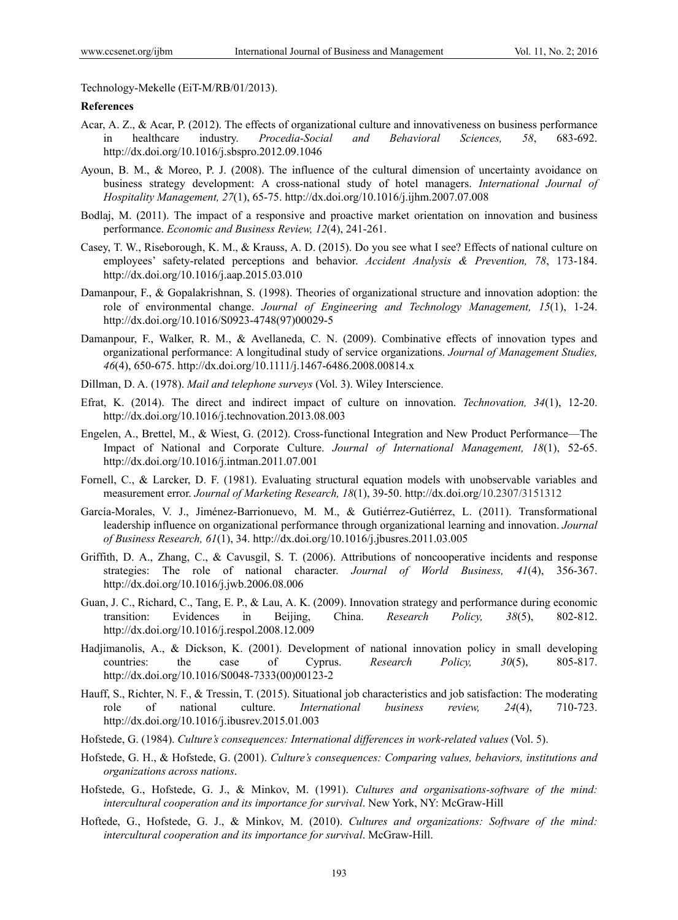Technology-Mekelle (EiT-M/RB/01/2013).

**References**

Acar, A. Z., & Acar, P. (2012). The effects of organizational culture and innovativeness on business performance in healthcare industry. *Procedia-Social and Behavioral Sciences, 58*, 683-692. http://dx.doi.org/10.1016/j.sbspro.2012.09.1046

Ayoun, B. M., & Moreo, P. J. (2008). The influence of the cultural dimension of uncertainty avoidance on business strategy development: A cross-national study of hotel managers. *International Journal of Hospitality Management, 27*(1), 65-75. http://dx.doi.org/10.1016/j.ijhm.2007.07.008

Bodlaj, M. (2011). The impact of a responsive and proactive market orientation on innovation and business performance. *Economic and Business Review, 12*(4), 241-261.

Casey, T. W., Riseborough, K. M., & Krauss, A. D. (2015). Do you see what I see? Effects of national culture on employees' safety-related perceptions and behavior. *Accident Analysis & Prevention, 78*, 173-184. http://dx.doi.org/10.1016/j.aap.2015.03.010

Damanpour, F., & Gopalakrishnan, S. (1998). Theories of organizational structure and innovation adoption: the role of environmental change. *Journal of Engineering and Technology Management, 15*(1), 1-24. http://dx.doi.org/10.1016/S0923-4748(97)00029-5

Damanpour, F., Walker, R. M., & Avellaneda, C. N. (2009). Combinative effects of innovation types and organizational performance: A longitudinal study of service organizations. *Journal of Management Studies, 46*(4), 650-675. http://dx.doi.org/10.1111/j.1467-6486.2008.00814.x

Dillman, D. A. (1978). *Mail and telephone surveys* (Vol. 3). Wiley Interscience.

Efrat, K. (2014). The direct and indirect impact of culture on innovation. *Technovation, 34*(1), 12-20. http://dx.doi.org/10.1016/j.technovation.2013.08.003

Engelen, A., Brettel, M., & Wiest, G. (2012). Cross-functional Integration and New Product Performance—The Impact of National and Corporate Culture. *Journal of International Management, 18*(1), 52-65. http://dx.doi.org/10.1016/j.intman.2011.07.001

Fornell, C., & Larcker, D. F. (1981). Evaluating structural equation models with unobservable variables and measurement error. *Journal of Marketing Research, 18*(1), 39-50. http://dx.doi.org/10.2307/3151312

García-Morales, V. J., Jiménez-Barrionuevo, M. M., & Gutiérrez-Gutiérrez, L. (2011). Transformational leadership influence on organizational performance through organizational learning and innovation. *Journal of Business Research, 61*(1), 34. http://dx.doi.org/10.1016/j.jbusres.2011.03.005

Griffith, D. A., Zhang, C., & Cavusgil, S. T. (2006). Attributions of noncooperative incidents and response strategies: The role of national character. *Journal of World Business, 41*(4), 356-367. http://dx.doi.org/10.1016/j.jwb.2006.08.006

Guan, J. C., Richard, C., Tang, E. P., & Lau, A. K. (2009). Innovation strategy and performance during economic transition: Evidences in Beijing, China. *Research Policy, 38*(5), 802-812. http://dx.doi.org/10.1016/j.respol.2008.12.009

Hadjimanolis, A., & Dickson, K. (2001). Development of national innovation policy in small developing countries: the case of Cyprus. *Research Policy, 30*(5), 805-817. http://dx.doi.org/10.1016/S0048-7333(00)00123-2

Hauff, S., Richter, N. F., & Tressin, T. (2015). Situational job characteristics and job satisfaction: The moderating role of national culture. *International business review, 24*(4), 710-723. http://dx.doi.org/10.1016/j.ibusrev.2015.01.003

Hofstede, G. (1984). *Culture's consequences: International differences in work-related values* (Vol. 5).

Hofstede, G. H., & Hofstede, G. (2001). *Culture's consequences: Comparing values, behaviors, institutions and organizations across nations*.

Hofstede, G., Hofstede, G. J., & Minkov, M. (1991). *Cultures and organisations-software of the mind: intercultural cooperation and its importance for survival*. New York, NY: McGraw-Hill

Hoftede, G., Hofstede, G. J., & Minkov, M. (2010). *Cultures and organizations: Software of the mind: intercultural cooperation and its importance for survival*. McGraw-Hill.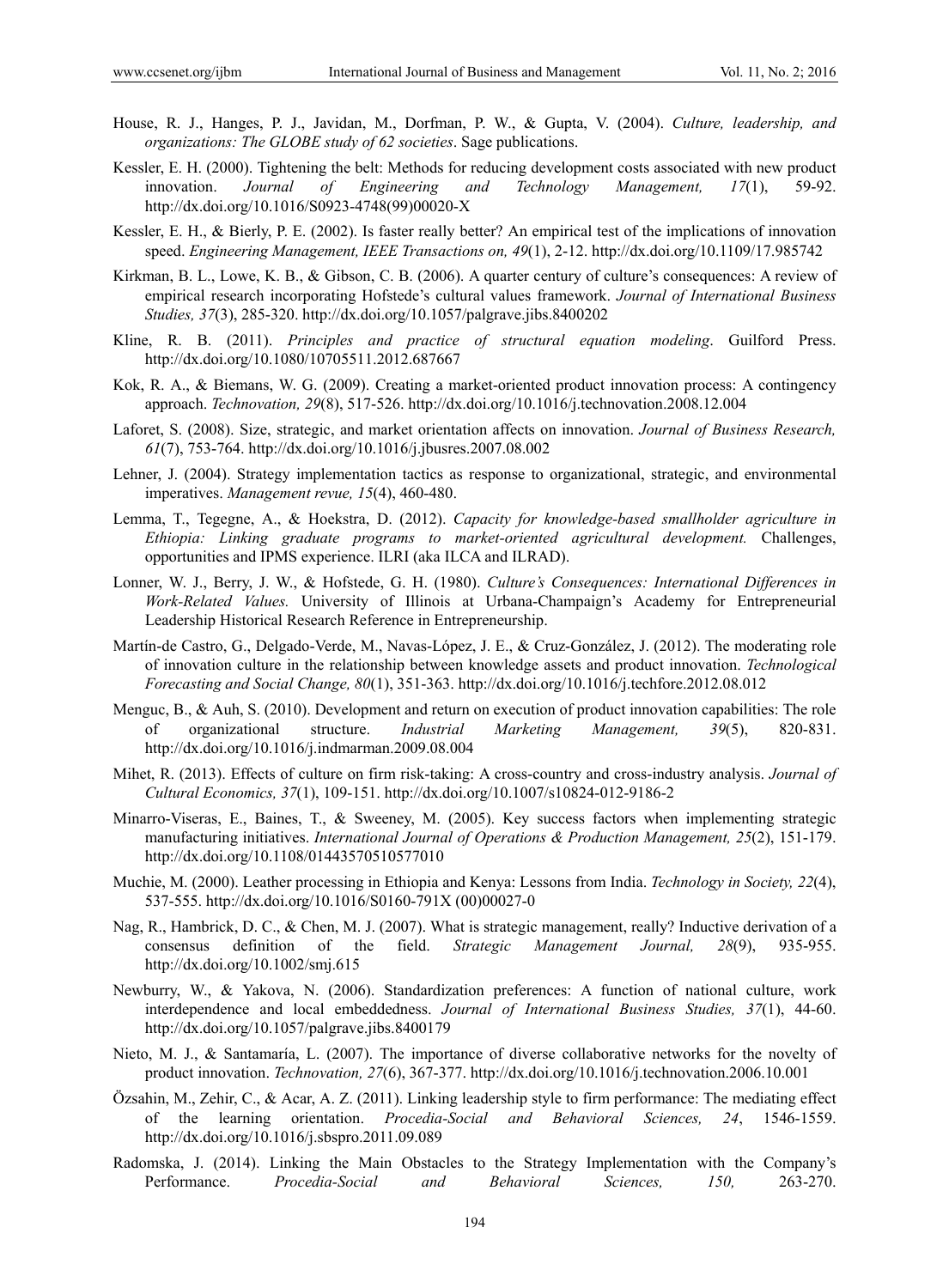House, R. J., Hanges, P. J., Javidan, M., Dorfman, P. W., & Gupta, V. (2004). *Culture, leadership, and organizations: The GLOBE study of 62 societies*. Sage publications.

Kessler, E. H. (2000). Tightening the belt: Methods for reducing development costs associated with new product innovation. *Journal of Engineering and Technology Management, 17*(1), 59-92. http://dx.doi.org/10.1016/S0923-4748(99)00020-X

Kessler, E. H., & Bierly, P. E. (2002). Is faster really better? An empirical test of the implications of innovation speed. *Engineering Management, IEEE Transactions on, 49*(1), 2-12. http://dx.doi.org/10.1109/17.985742

Kirkman, B. L., Lowe, K. B., & Gibson, C. B. (2006). A quarter century of culture's consequences: A review of empirical research incorporating Hofstede's cultural values framework. *Journal of International Business Studies, 37*(3), 285-320. http://dx.doi.org/10.1057/palgrave.jibs.8400202

Kline, R. B. (2011). *Principles and practice of structural equation modeling*. Guilford Press. http://dx.doi.org/10.1080/10705511.2012.687667

Kok, R. A., & Biemans, W. G. (2009). Creating a market-oriented product innovation process: A contingency approach. *Technovation, 29*(8), 517-526. http://dx.doi.org/10.1016/j.technovation.2008.12.004

Laforet, S. (2008). Size, strategic, and market orientation affects on innovation. *Journal of Business Research, 61*(7), 753-764. http://dx.doi.org/10.1016/j.jbusres.2007.08.002

Lehner, J. (2004). Strategy implementation tactics as response to organizational, strategic, and environmental imperatives. *Management revue, 15*(4), 460-480.

Lemma, T., Tegegne, A., & Hoekstra, D. (2012). *Capacity for knowledge-based smallholder agriculture in Ethiopia: Linking graduate programs to market-oriented agricultural development.* Challenges, opportunities and IPMS experience. ILRI (aka ILCA and ILRAD).

Lonner, W. J., Berry, J. W., & Hofstede, G. H. (1980). *Culture's Consequences: International Differences in Work-Related Values.* University of Illinois at Urbana-Champaign's Academy for Entrepreneurial Leadership Historical Research Reference in Entrepreneurship.

Martín-de Castro, G., Delgado-Verde, M., Navas-López, J. E., & Cruz-González, J. (2012). The moderating role of innovation culture in the relationship between knowledge assets and product innovation. *Technological Forecasting and Social Change, 80*(1), 351-363. http://dx.doi.org/10.1016/j.techfore.2012.08.012

Menguc, B., & Auh, S. (2010). Development and return on execution of product innovation capabilities: The role of organizational structure. *Industrial Marketing Management, 39*(5), 820-831. http://dx.doi.org/10.1016/j.indmarman.2009.08.004

Mihet, R. (2013). Effects of culture on firm risk-taking: A cross-country and cross-industry analysis. *Journal of Cultural Economics, 37*(1), 109-151. http://dx.doi.org/10.1007/s10824-012-9186-2

Minarro-Viseras, E., Baines, T., & Sweeney, M. (2005). Key success factors when implementing strategic manufacturing initiatives. *International Journal of Operations & Production Management, 25*(2), 151-179. http://dx.doi.org/10.1108/01443570510577010

Muchie, M. (2000). Leather processing in Ethiopia and Kenya: Lessons from India. *Technology in Society, 22*(4), 537-555. http://dx.doi.org/10.1016/S0160-791X (00)00027-0

Nag, R., Hambrick, D. C., & Chen, M. J. (2007). What is strategic management, really? Inductive derivation of a consensus definition of the field. *Strategic Management Journal, 28*(9), 935-955. http://dx.doi.org/10.1002/smj.615

Newburry, W., & Yakova, N. (2006). Standardization preferences: A function of national culture, work interdependence and local embeddedness. *Journal of International Business Studies, 37*(1), 44-60. http://dx.doi.org/10.1057/palgrave.jibs.8400179

Nieto, M. J., & Santamaría, L. (2007). The importance of diverse collaborative networks for the novelty of product innovation. *Technovation, 27*(6), 367-377. http://dx.doi.org/10.1016/j.technovation.2006.10.001

Özsahin, M., Zehir, C., & Acar, A. Z. (2011). Linking leadership style to firm performance: The mediating effect of the learning orientation. *Procedia-Social and Behavioral Sciences, 24*, 1546-1559. http://dx.doi.org/10.1016/j.sbspro.2011.09.089

Radomska, J. (2014). Linking the Main Obstacles to the Strategy Implementation with the Company's Performance. *Procedia-Social and Behavioral Sciences, 150,* 263-270.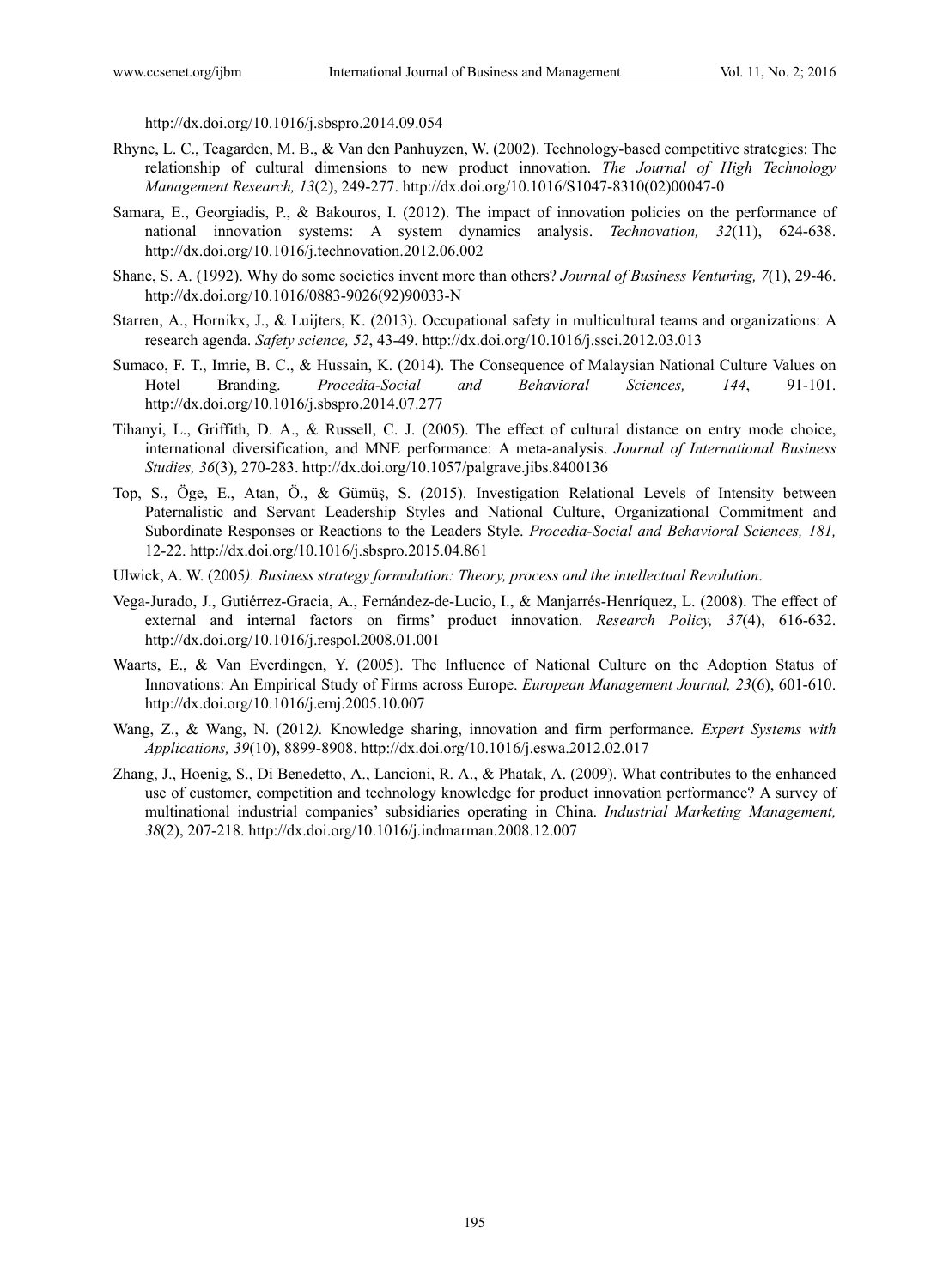http://dx.doi.org/10.1016/j.sbspro.2014.09.054

Rhyne, L. C., Teagarden, M. B., & Van den Panhuyzen, W. (2002). Technology-based competitive strategies: The relationship of cultural dimensions to new product innovation. *The Journal of High Technology Management Research, 13*(2), 249-277. http://dx.doi.org/10.1016/S1047-8310(02)00047-0

Samara, E., Georgiadis, P., & Bakouros, I. (2012). The impact of innovation policies on the performance of national innovation systems: A system dynamics analysis. *Technovation, 32*(11), 624-638. http://dx.doi.org/10.1016/j.technovation.2012.06.002

Shane, S. A. (1992). Why do some societies invent more than others? *Journal of Business Venturing, 7*(1), 29-46. http://dx.doi.org/10.1016/0883-9026(92)90033-N

Starren, A., Hornikx, J., & Luijters, K. (2013). Occupational safety in multicultural teams and organizations: A research agenda. *Safety science, 52*, 43-49. http://dx.doi.org/10.1016/j.ssci.2012.03.013

Sumaco, F. T., Imrie, B. C., & Hussain, K. (2014). The Consequence of Malaysian National Culture Values on Hotel Branding. *Procedia-Social and Behavioral Sciences, 144*, 91-101. http://dx.doi.org/10.1016/j.sbspro.2014.07.277

Tihanyi, L., Griffith, D. A., & Russell, C. J. (2005). The effect of cultural distance on entry mode choice, international diversification, and MNE performance: A meta-analysis. *Journal of International Business Studies, 36*(3), 270-283. http://dx.doi.org/10.1057/palgrave.jibs.8400136

Top, S., Öge, E., Atan, Ö., & Gümüş, S. (2015). Investigation Relational Levels of Intensity between Paternalistic and Servant Leadership Styles and National Culture, Organizational Commitment and Subordinate Responses or Reactions to the Leaders Style. *Procedia-Social and Behavioral Sciences, 181,* 12-22. http://dx.doi.org/10.1016/j.sbspro.2015.04.861

Ulwick, A. W. (2005*). Business strategy formulation: Theory, process and the intellectual Revolution*.

Vega-Jurado, J., Gutiérrez-Gracia, A., Fernández-de-Lucio, I., & Manjarrés-Henríquez, L. (2008). The effect of external and internal factors on firms' product innovation. *Research Policy, 37*(4), 616-632. http://dx.doi.org/10.1016/j.respol.2008.01.001

Waarts, E., & Van Everdingen, Y. (2005). The Influence of National Culture on the Adoption Status of Innovations: An Empirical Study of Firms across Europe. *European Management Journal, 23*(6), 601-610. http://dx.doi.org/10.1016/j.emj.2005.10.007

Wang, Z., & Wang, N. (2012*).* Knowledge sharing, innovation and firm performance. *Expert Systems with Applications, 39*(10), 8899-8908. http://dx.doi.org/10.1016/j.eswa.2012.02.017

Zhang, J., Hoenig, S., Di Benedetto, A., Lancioni, R. A., & Phatak, A. (2009). What contributes to the enhanced use of customer, competition and technology knowledge for product innovation performance? A survey of multinational industrial companies' subsidiaries operating in China. *Industrial Marketing Management, 38*(2), 207-218. http://dx.doi.org/10.1016/j.indmarman.2008.12.007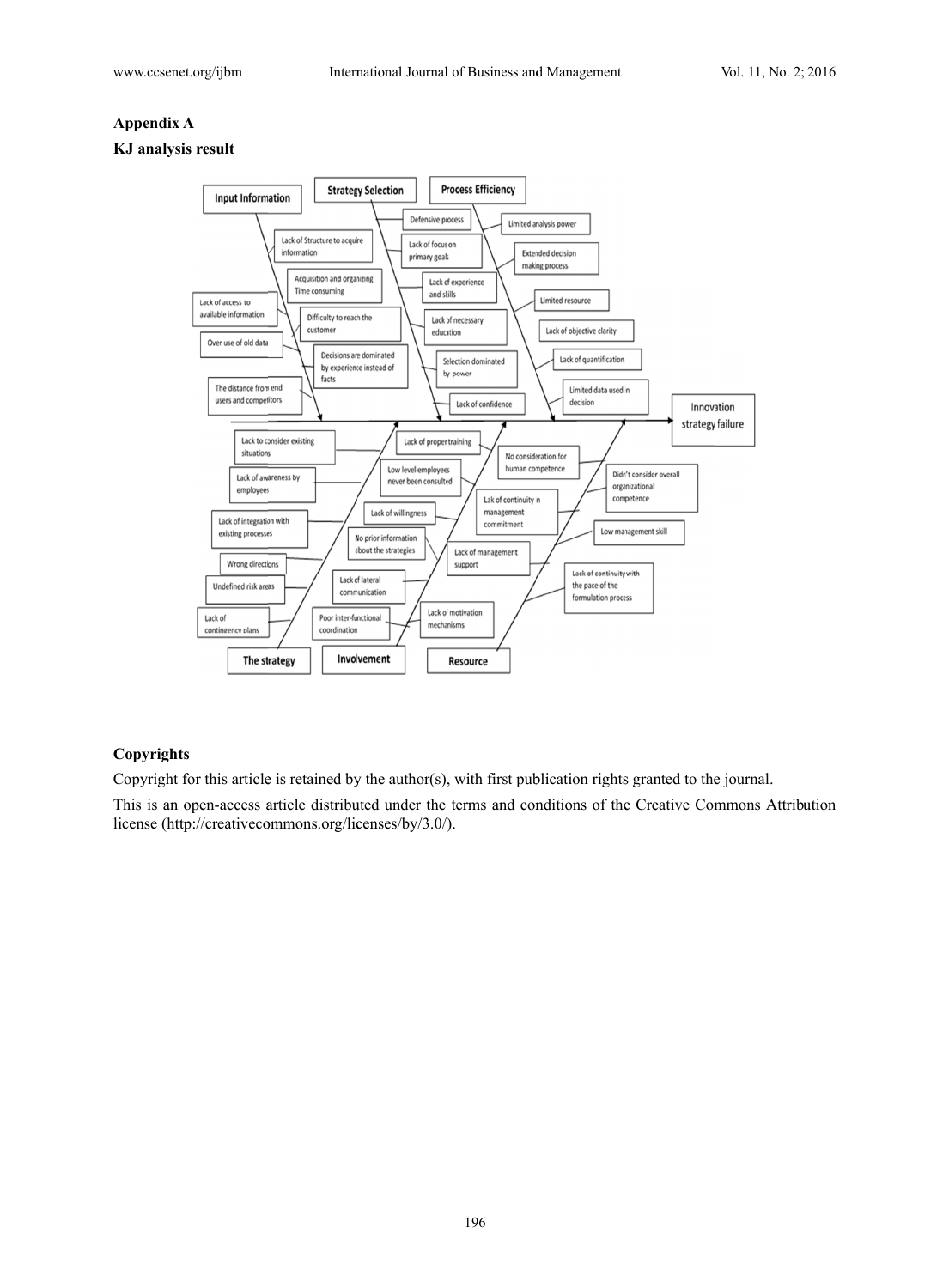## Appendix A

### KJ analysis result

Input Information

Strategy Selection

Process Efficiency

Lack of Structure to acquire information

Acquisition and organizing Time consuming

Lack of access to available information

Difficulty to reach the customer

Over use of old data

Decisions are dominated by experience instead of facts

The distance from end users and competitors

Defensive process

Lack of focus on primary goals

Lack of experience and stills

Lack of necessary education

Selection dominated by power

Lack of confidence

Limited analysis power

Extended decision making process

Limited resource

Lack of objective clarity

Lack of quantification

Limited data used in decision

Innovation strategy failure

Lack to consider existing situations

Lack of awareness by employees

Lack of integration with existing processes

Wrong directions

Undefined risk areas

Lack of contingency plans

Lack of proper training

Low level employees never been consulted

Lack of willingness

No prior information about the strategies

Lack of lateral communication

Poor inter-functional coordination

No consideration for human competence

Lak of continuity in management commitment

Lack of management support

Lack of motivation mechanisms

Didn't consider overall organizational competence

Low management skill

Lack of continuity with the pace of the formulation process

The strategy

Involvement

Resource

## Copyrights

Copyright for this article is retained by the author(s), with first publication rights granted to the journal.

This is an open-access article distributed under the terms and conditions of the Creative Commons Attribution license (http://creativecommons.org/licenses/by/3.0/).